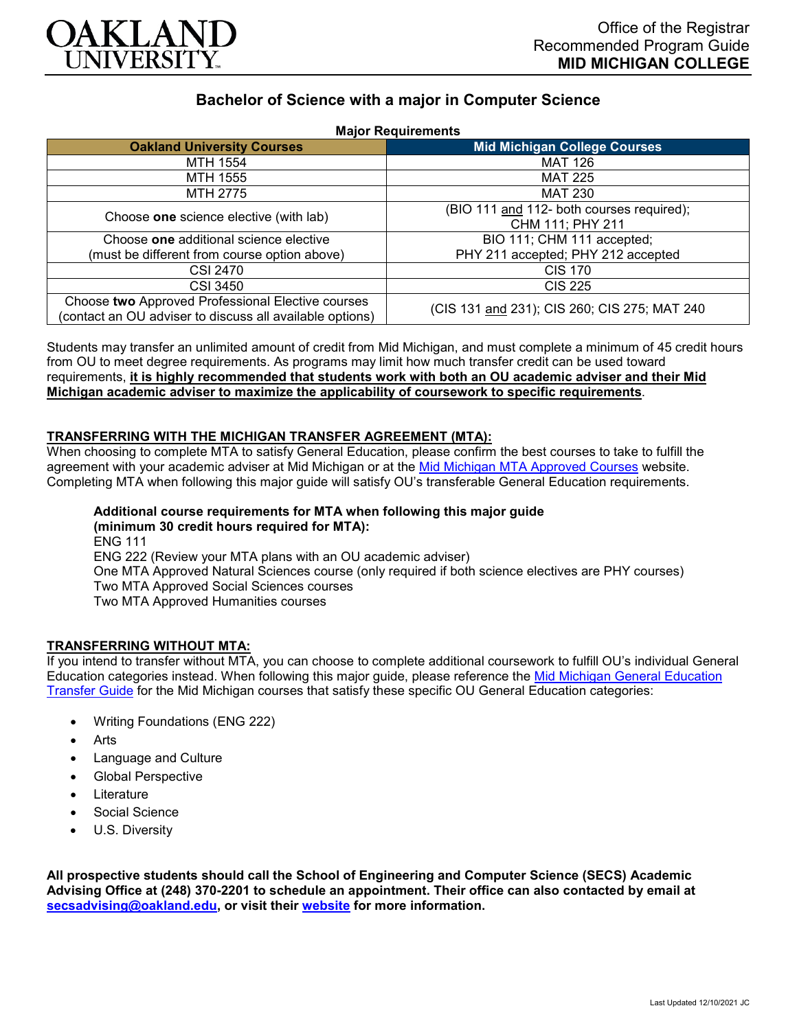OAKLAND UNIVERSITY

Office of the Registrar
Recommended Program Guide
**MID MICHIGAN COLLEGE**

# Bachelor of Science with a major in Computer Science

**Major Requirements**

| Oakland University Courses | Mid Michigan College Courses |
|---|---|
| MTH 1554 | MAT 126 |
| MTH 1555 | MAT 225 |
| MTH 2775 | MAT 230 |
| Choose **one** science elective (with lab) | (BIO 111 and 112- both courses required); CHM 111; PHY 211 |
| Choose **one** additional science elective (must be different from course option above) | BIO 111; CHM 111 accepted; PHY 211 accepted; PHY 212 accepted |
| CSI 2470 | CIS 170 |
| CSI 3450 | CIS 225 |
| Choose **two** Approved Professional Elective courses (contact an OU adviser to discuss all available options) | (CIS 131 and 231); CIS 260; CIS 275; MAT 240 |

Students may transfer an unlimited amount of credit from Mid Michigan, and must complete a minimum of 45 credit hours from OU to meet degree requirements. As programs may limit how much transfer credit can be used toward requirements, **it is highly recommended that students work with both an OU academic adviser and their Mid Michigan academic adviser to maximize the applicability of coursework to specific requirements**.

## TRANSFERRING WITH THE MICHIGAN TRANSFER AGREEMENT (MTA):

When choosing to complete MTA to satisfy General Education, please confirm the best courses to take to fulfill the agreement with your academic adviser at Mid Michigan or at the Mid Michigan MTA Approved Courses website. Completing MTA when following this major guide will satisfy OU's transferable General Education requirements.

**Additional course requirements for MTA when following this major guide (minimum 30 credit hours required for MTA):**
ENG 111
ENG 222 (Review your MTA plans with an OU academic adviser)
One MTA Approved Natural Sciences course (only required if both science electives are PHY courses)
Two MTA Approved Social Sciences courses
Two MTA Approved Humanities courses

## TRANSFERRING WITHOUT MTA:

If you intend to transfer without MTA, you can choose to complete additional coursework to fulfill OU's individual General Education categories instead. When following this major guide, please reference the Mid Michigan General Education Transfer Guide for the Mid Michigan courses that satisfy these specific OU General Education categories:

- Writing Foundations (ENG 222)
- Arts
- Language and Culture
- Global Perspective
- Literature
- Social Science
- U.S. Diversity

**All prospective students should call the School of Engineering and Computer Science (SECS) Academic Advising Office at (248) 370-2201 to schedule an appointment. Their office can also contacted by email at secsadvising@oakland.edu, or visit their website for more information.**

Last Updated 12/10/2021 JC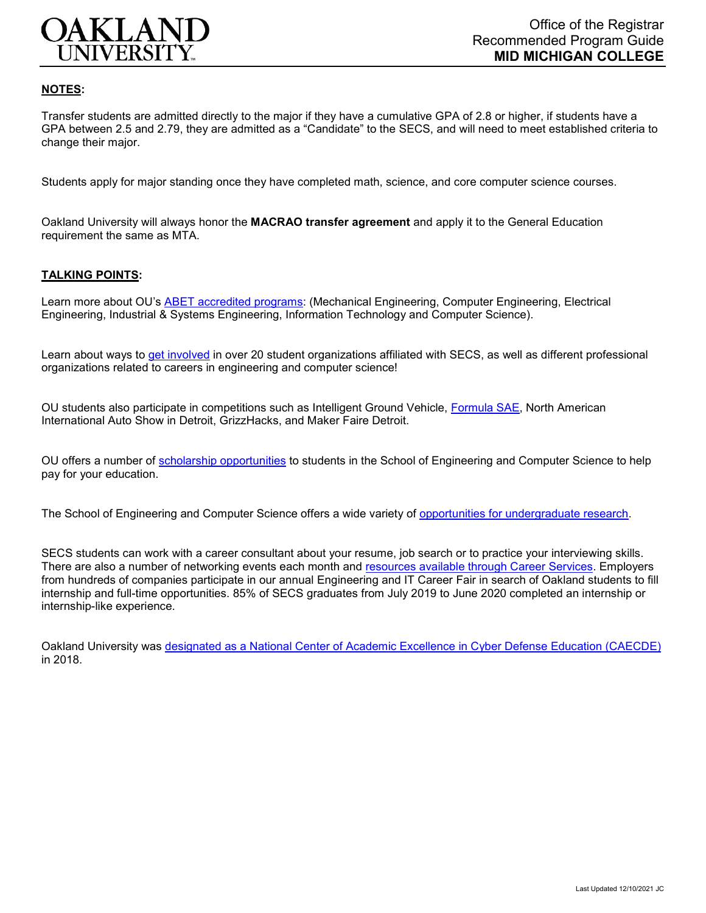**NOTES:**

Transfer students are admitted directly to the major if they have a cumulative GPA of 2.8 or higher, if students have a GPA between 2.5 and 2.79, they are admitted as a "Candidate" to the SECS, and will need to meet established criteria to change their major.

Students apply for major standing once they have completed math, science, and core computer science courses.

Oakland University will always honor the **MACRAO transfer agreement** and apply it to the General Education requirement the same as MTA.

**TALKING POINTS:**

Learn more about OU's ABET accredited programs: (Mechanical Engineering, Computer Engineering, Electrical Engineering, Industrial & Systems Engineering, Information Technology and Computer Science).

Learn about ways to get involved in over 20 student organizations affiliated with SECS, as well as different professional organizations related to careers in engineering and computer science!

OU students also participate in competitions such as Intelligent Ground Vehicle, Formula SAE, North American International Auto Show in Detroit, GrizzHacks, and Maker Faire Detroit.

OU offers a number of scholarship opportunities to students in the School of Engineering and Computer Science to help pay for your education.

The School of Engineering and Computer Science offers a wide variety of opportunities for undergraduate research.

SECS students can work with a career consultant about your resume, job search or to practice your interviewing skills. There are also a number of networking events each month and resources available through Career Services. Employers from hundreds of companies participate in our annual Engineering and IT Career Fair in search of Oakland students to fill internship and full-time opportunities. 85% of SECS graduates from July 2019 to June 2020 completed an internship or internship-like experience.

Oakland University was designated as a National Center of Academic Excellence in Cyber Defense Education (CAECDE) in 2018.

Last Updated 12/10/2021 JC